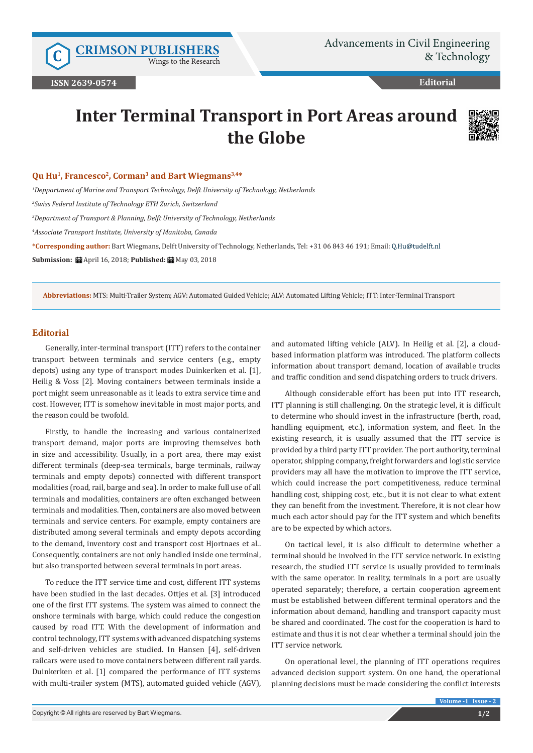# Inter Terminal Transport in Port Areas around the Globe

**Qu Hu[1], Francesco[2], Corman[3] and Bart Wiegmans[3,4]***

[1]*Deppartment of Marine and Transport Technology, Delft University of Technology, Netherlands*

[2]*Swiss Federal Institute of Technology ETH Zurich, Switzerland*

[3]*Department of Transport & Planning, Delft University of Technology, Netherlands*

[4]*Associate Transport Institute, University of Manitoba, Canada*

***Corresponding author:** Bart Wiegmans, Delft University of Technology, Netherlands, Tel: +31 06 843 46 191; Email: Q.Hu@tudelft.nl

**Submission:** April 16, 2018; **Published:** May 03, 2018

**Abbreviations:** MTS: Multi-Trailer System; AGV: Automated Guided Vehicle; ALV: Automated Lifting Vehicle; ITT: Inter-Terminal Transport

## Editorial

Generally, inter-terminal transport (ITT) refers to the container transport between terminals and service centers (e.g., empty depots) using any type of transport modes Duinkerken et al. [1], Heilig & Voss [2]. Moving containers between terminals inside a port might seem unreasonable as it leads to extra service time and cost. However, ITT is somehow inevitable in most major ports, and the reason could be twofold.

Firstly, to handle the increasing and various containerized transport demand, major ports are improving themselves both in size and accessibility. Usually, in a port area, there may exist different terminals (deep-sea terminals, barge terminals, railway terminals and empty depots) connected with different transport modalities (road, rail, barge and sea). In order to make full use of all terminals and modalities, containers are often exchanged between terminals and modalities. Then, containers are also moved between terminals and service centers. For example, empty containers are distributed among several terminals and empty depots according to the demand, inventory cost and transport cost Hjortnaes et al.. Consequently, containers are not only handled inside one terminal, but also transported between several terminals in port areas.

To reduce the ITT service time and cost, different ITT systems have been studied in the last decades. Ottjes et al. [3] introduced one of the first ITT systems. The system was aimed to connect the onshore terminals with barge, which could reduce the congestion caused by road ITT. With the development of information and control technology, ITT systems with advanced dispatching systems and self-driven vehicles are studied. In Hansen [4], self-driven railcars were used to move containers between different rail yards. Duinkerken et al. [1] compared the performance of ITT systems with multi-trailer system (MTS), automated guided vehicle (AGV), and automated lifting vehicle (ALV). In Heilig et al. [2], a cloud-based information platform was introduced. The platform collects information about transport demand, location of available trucks and traffic condition and send dispatching orders to truck drivers.

Although considerable effort has been put into ITT research, ITT planning is still challenging. On the strategic level, it is difficult to determine who should invest in the infrastructure (berth, road, handling equipment, etc.), information system, and fleet. In the existing research, it is usually assumed that the ITT service is provided by a third party ITT provider. The port authority, terminal operator, shipping company, freight forwarders and logistic service providers may all have the motivation to improve the ITT service, which could increase the port competitiveness, reduce terminal handling cost, shipping cost, etc., but it is not clear to what extent they can benefit from the investment. Therefore, it is not clear how much each actor should pay for the ITT system and which benefits are to be expected by which actors.

On tactical level, it is also difficult to determine whether a terminal should be involved in the ITT service network. In existing research, the studied ITT service is usually provided to terminals with the same operator. In reality, terminals in a port are usually operated separately; therefore, a certain cooperation agreement must be established between different terminal operators and the information about demand, handling and transport capacity must be shared and coordinated. The cost for the cooperation is hard to estimate and thus it is not clear whether a terminal should join the ITT service network.

On operational level, the planning of ITT operations requires advanced decision support system. On one hand, the operational planning decisions must be made considering the conflict interests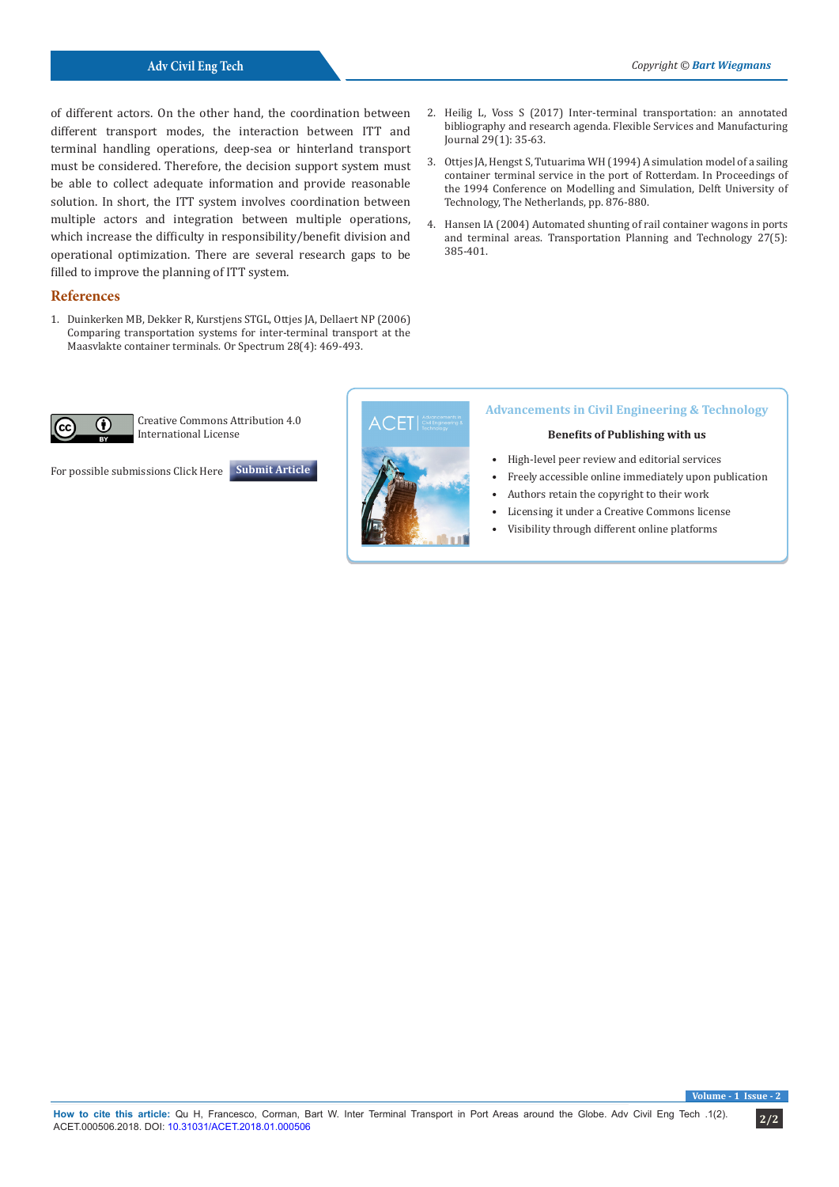of different actors. On the other hand, the coordination between different transport modes, the interaction between ITT and terminal handling operations, deep-sea or hinterland transport must be considered. Therefore, the decision support system must be able to collect adequate information and provide reasonable solution. In short, the ITT system involves coordination between multiple actors and integration between multiple operations, which increase the difficulty in responsibility/benefit division and operational optimization. There are several research gaps to be filled to improve the planning of ITT system.

## References

1. Duinkerken MB, Dekker R, Kurstjens STGL, Ottjes JA, Dellaert NP (2006) Comparing transportation systems for inter-terminal transport at the Maasvlakte container terminals. Or Spectrum 28(4): 469-493.
2. Heilig L, Voss S (2017) Inter-terminal transportation: an annotated bibliography and research agenda. Flexible Services and Manufacturing Journal 29(1): 35-63.
3. Ottjes JA, Hengst S, Tutuarima WH (1994) A simulation model of a sailing container terminal service in the port of Rotterdam. In Proceedings of the 1994 Conference on Modelling and Simulation, Delft University of Technology, The Netherlands, pp. 876-880.
4. Hansen IA (2004) Automated shunting of rail container wagons in ports and terminal areas. Transportation Planning and Technology 27(5): 385-401.

Creative Commons Attribution 4.0 International License

For possible submissions Click Here **Submit Article**

**Advancements in Civil Engineering & Technology**

**Benefits of Publishing with us**

- High-level peer review and editorial services
- Freely accessible online immediately upon publication
- Authors retain the copyright to their work
- Licensing it under a Creative Commons license
- Visibility through different online platforms

**How to cite this article:** Qu H, Francesco, Corman, Bart W. Inter Terminal Transport in Port Areas around the Globe. Adv Civil Eng Tech .1(2). ACET.000506.2018. DOI: 10.31031/ACET.2018.01.000506